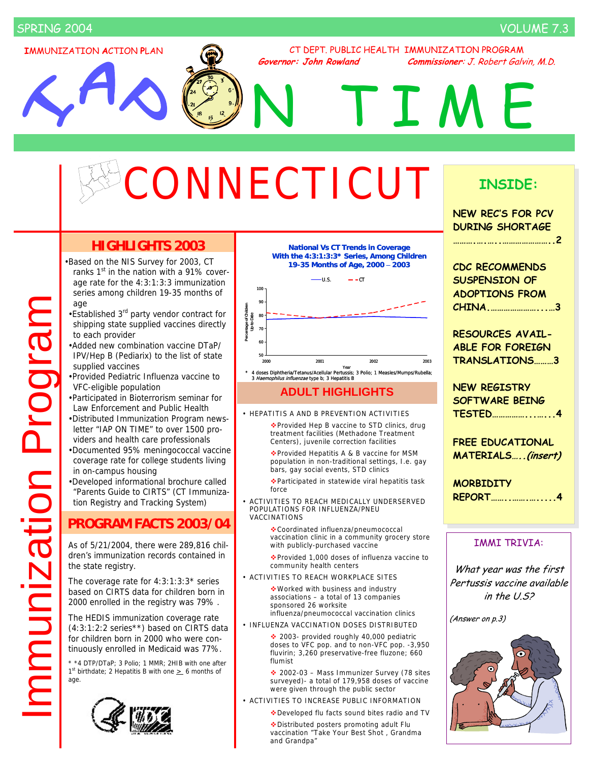SPRING 2004 VOLUME 7.3

IMMUNIZATION ACTION PLAN

CT DEPT. PUBLIC HEALTH IMMUNIZATION PROGRAM

***Governor: John Rowland*** ***Commissioner**: J. Robert Galvin, M.D.*

# IAP ON TIME

# CONNECTICUT

Immunization Program

## HIGHLIGHTS 2003

- Based on the NIS Survey for 2003, CT ranks 1st in the nation with a 91% coverage rate for the 4:3:1:3:3 immunization series among children 19-35 months of age
- Established 3rd party vendor contract for shipping state supplied vaccines directly to each provider
- Added new combination vaccine DTaP/IPV/Hep B (Pediarix) to the list of state supplied vaccines
- Provided Pediatric Influenza vaccine to VFC-eligible population
- Participated in Bioterrorism seminar for Law Enforcement and Public Health
- Distributed Immunization Program newsletter "IAP ON TIME" to over 1500 providers and health care professionals
- Documented 95% meningococcal vaccine coverage rate for college students living in on-campus housing
- Developed informational brochure called "Parents Guide to CIRTS" (CT Immunization Registry and Tracking System)

## PROGRAM FACTS 2003/04

As of 5/21/2004, there were 289,816 children's immunization records contained in the state registry.

The coverage rate for 4:3:1:3:3* series based on CIRTS data for children born in 2000 enrolled in the registry was 79% .

The HEDIS immunization coverage rate (4:3:1:2:2 series**) based on CIRTS data for children born in 2000 who were continuously enrolled in Medicaid was 77%.

\* *4 DTP/DTaP; 3 Polio; 1 MMR; 2HIB with one after 1st birthdate; 2 Hepatitis B with one ≥ 6 months of age.

**National Vs CT Trends in Coverage With the 4:3:1:3:3\* Series, Among Children 19-35 Months of Age, 2000 – 2003**

(Line chart: Percentage of Children Up-to-Date by Year, 2000–2003; U.S. vs CT)

\* 4 doses Diphtheria/Tetanus/Acellular Pertussis; 3 Polio; 1 Measles/Mumps/Rubella; 3 *Haemophilus influenzae* type b; 3 Hepatitis B

## ADULT HIGHLIGHTS

- HEPATITIS A AND B PREVENTION ACTIVITIES
  - Provided Hep B vaccine to STD clinics, drug treatment facilities (Methadone Treatment Centers), juvenile correction facilities
  - Provided Hepatitis A & B vaccine for MSM population in non-traditional settings, I.e. gay bars, gay social events, STD clinics
  - Participated in statewide viral hepatitis task force
- ACTIVITIES TO REACH MEDICALLY UNDERSERVED POPULATIONS FOR INFLUENZA/PNEU VACCINATIONS
  - Coordinated influenza/pneumococcal vaccination clinic in a community grocery store with publicly-purchased vaccine
  - Provided 1,000 doses of influenza vaccine to community health centers
- ACTIVITIES TO REACH WORKPLACE SITES
  - Worked with business and industry associations – a total of 13 companies sponsored 26 worksite influenza/pneumococcal vaccination clinics
- INFLUENZA VACCINATION DOSES DISTRIBUTED
  - 2003- provided roughly 40,000 pediatric doses to VFC pop. and to non-VFC pop. -3,950 fluvirin; 3,260 preservative-free fluzone; 660 flumist
  - 2002-03 – Mass Immunizer Survey (78 sites surveyed)- a total of 179,958 doses of vaccine were given through the public sector
- ACTIVITIES TO INCREASE PUBLIC INFORMATION
  - Developed flu facts sound bites radio and TV
  - Distributed posters promoting adult Flu vaccination "Take Your Best Shot , Grandma and Grandpa"

## INSIDE:

NEW REC'S FOR PCV DURING SHORTAGE ........................2

CDC RECOMMENDS SUSPENSION OF ADOPTIONS FROM CHINA..............................3

RESOURCES AVAILABLE FOR FOREIGN TRANSLATIONS..........3

NEW REGISTRY SOFTWARE BEING TESTED..........................4

FREE EDUCATIONAL MATERIALS.....*(insert)*

MORBIDITY REPORT.............................4

## IMMI TRIVIA:

*What year was the first Pertussis vaccine available in the U.S?*

*(Answer on p.3)*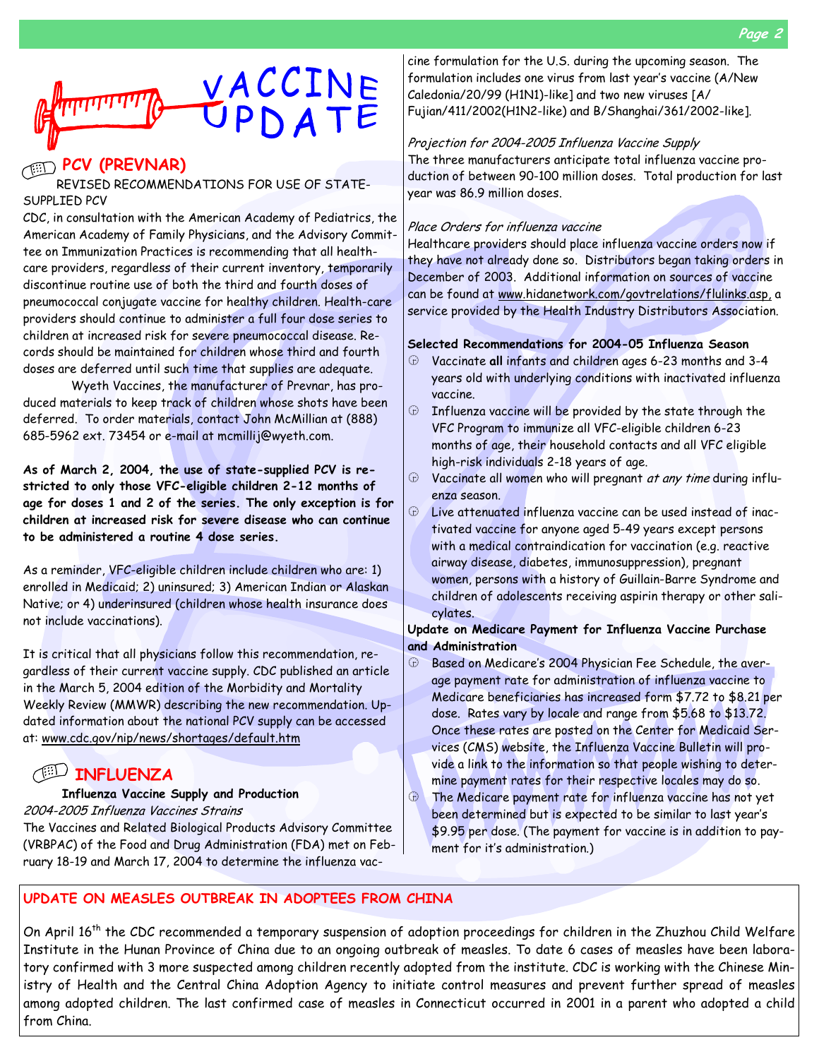# VACCINE UPDATE

## PCV (PREVNAR)

REVISED RECOMMENDATIONS FOR USE OF STATE-SUPPLIED PCV

CDC, in consultation with the American Academy of Pediatrics, the American Academy of Family Physicians, and the Advisory Committee on Immunization Practices is recommending that all health-care providers, regardless of their current inventory, temporarily discontinue routine use of both the third and fourth doses of pneumococcal conjugate vaccine for healthy children. Health-care providers should continue to administer a full four dose series to children at increased risk for severe pneumococcal disease. Records should be maintained for children whose third and fourth doses are deferred until such time that supplies are adequate.

Wyeth Vaccines, the manufacturer of Prevnar, has produced materials to keep track of children whose shots have been deferred. To order materials, contact John McMillian at (888) 685-5962 ext. 73454 or e-mail at mcmillij@wyeth.com.

**As of March 2, 2004, the use of state-supplied PCV is restricted to only those VFC-eligible children 2-12 months of age for doses 1 and 2 of the series. The only exception is for children at increased risk for severe disease who can continue to be administered a routine 4 dose series.**

As a reminder, VFC-eligible children include children who are: 1) enrolled in Medicaid; 2) uninsured; 3) American Indian or Alaskan Native; or 4) underinsured (children whose health insurance does not include vaccinations).

It is critical that all physicians follow this recommendation, regardless of their current vaccine supply. CDC published an article in the March 5, 2004 edition of the Morbidity and Mortality Weekly Review (MMWR) describing the new recommendation. Updated information about the national PCV supply can be accessed at: www.cdc.gov/nip/news/shortages/default.htm

## INFLUENZA

### Influenza Vaccine Supply and Production

*2004-2005 Influenza Vaccines Strains*

The Vaccines and Related Biological Products Advisory Committee (VRBPAC) of the Food and Drug Administration (FDA) met on February 18-19 and March 17, 2004 to determine the influenza vaccine formulation for the U.S. during the upcoming season. The formulation includes one virus from last year's vaccine (A/New Caledonia/20/99 (H1N1)-like] and two new viruses [A/Fujian/411/2002(H1N2-like) and B/Shanghai/361/2002-like].

*Projection for 2004-2005 Influenza Vaccine Supply*

The three manufacturers anticipate total influenza vaccine production of between 90-100 million doses. Total production for last year was 86.9 million doses.

*Place Orders for influenza vaccine*

Healthcare providers should place influenza vaccine orders now if they have not already done so. Distributors began taking orders in December of 2003. Additional information on sources of vaccine can be found at www.hidanetwork.com/govtrelations/flulinks.asp, a service provided by the Health Industry Distributors Association.

**Selected Recommendations for 2004-05 Influenza Season**

- Vaccinate **all** infants and children ages 6-23 months and 3-4 years old with underlying conditions with inactivated influenza vaccine.
- Influenza vaccine will be provided by the state through the VFC Program to immunize all VFC-eligible children 6-23 months of age, their household contacts and all VFC eligible high-risk individuals 2-18 years of age.
- Vaccinate all women who will pregnant *at any time* during influenza season.
- Live attenuated influenza vaccine can be used instead of inactivated vaccine for anyone aged 5-49 years except persons with a medical contraindication for vaccination (e.g. reactive airway disease, diabetes, immunosuppression), pregnant women, persons with a history of Guillain-Barre Syndrome and children of adolescents receiving aspirin therapy or other salicylates.

**Update on Medicare Payment for Influenza Vaccine Purchase and Administration**

- Based on Medicare's 2004 Physician Fee Schedule, the average payment rate for administration of influenza vaccine to Medicare beneficiaries has increased form $7.72 to $8.21 per dose. Rates vary by locale and range from $5.68 to $13.72. Once these rates are posted on the Center for Medicaid Services (CMS) website, the Influenza Vaccine Bulletin will provide a link to the information so that people wishing to determine payment rates for their respective locales may do so.
- The Medicare payment rate for influenza vaccine has not yet been determined but is expected to be similar to last year's $9.95 per dose. (The payment for vaccine is in addition to payment for it's administration.)

## UPDATE ON MEASLES OUTBREAK IN ADOPTEES FROM CHINA

On April 16th the CDC recommended a temporary suspension of adoption proceedings for children in the Zhuzhou Child Welfare Institute in the Hunan Province of China due to an ongoing outbreak of measles. To date 6 cases of measles have been laboratory confirmed with 3 more suspected among children recently adopted from the institute. CDC is working with the Chinese Ministry of Health and the Central China Adoption Agency to initiate control measures and prevent further spread of measles among adopted children. The last confirmed case of measles in Connecticut occurred in 2001 in a parent who adopted a child from China.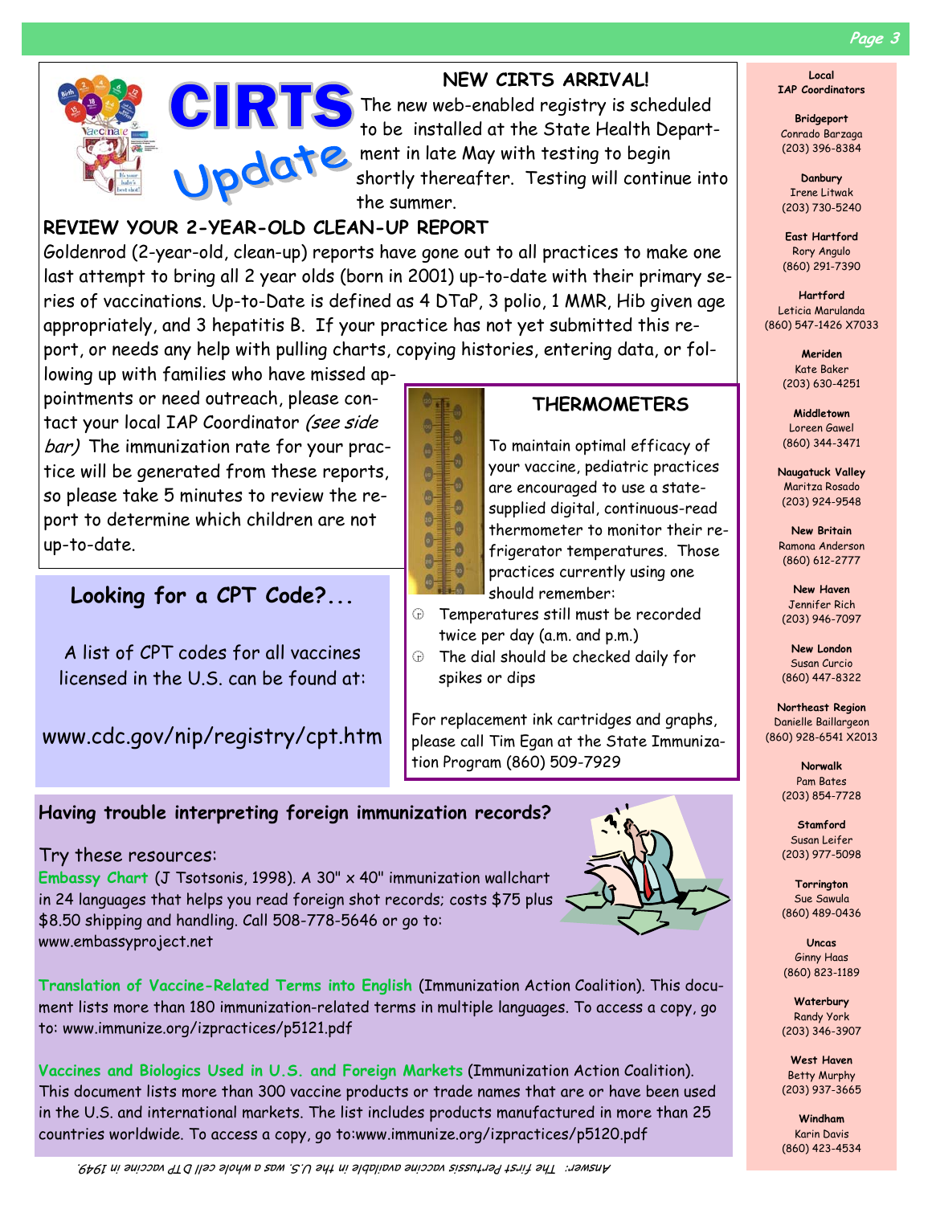# CIRTS Update

## NEW CIRTS ARRIVAL!

The new web-enabled registry is scheduled to be installed at the State Health Department in late May with testing to begin shortly thereafter. Testing will continue into the summer.

## REVIEW YOUR 2-YEAR-OLD CLEAN-UP REPORT

Goldenrod (2-year-old, clean-up) reports have gone out to all practices to make one last attempt to bring all 2 year olds (born in 2001) up-to-date with their primary series of vaccinations. Up-to-Date is defined as 4 DTaP, 3 polio, 1 MMR, Hib given age appropriately, and 3 hepatitis B. If your practice has not yet submitted this report, or needs any help with pulling charts, copying histories, entering data, or following up with families who have missed appointments or need outreach, please contact your local IAP Coordinator *(see side bar)* The immunization rate for your practice will be generated from these reports, so please take 5 minutes to review the report to determine which children are not up-to-date.

## THERMOMETERS

To maintain optimal efficacy of your vaccine, pediatric practices are encouraged to use a state-supplied digital, continuous-read thermometer to monitor their refrigerator temperatures. Those practices currently using one should remember:

- Temperatures still must be recorded twice per day (a.m. and p.m.)
- The dial should be checked daily for spikes or dips

For replacement ink cartridges and graphs, please call Tim Egan at the State Immunization Program (860) 509-7929

## Looking for a CPT Code?...

A list of CPT codes for all vaccines licensed in the U.S. can be found at:

www.cdc.gov/nip/registry/cpt.htm

## Having trouble interpreting foreign immunization records?

Try these resources:

**Embassy Chart** (J Tsotsonis, 1998). A 30" x 40" immunization wallchart in 24 languages that helps you read foreign shot records; costs $75 plus $8.50 shipping and handling. Call 508-778-5646 or go to: www.embassyproject.net

**Translation of Vaccine-Related Terms into English** (Immunization Action Coalition). This document lists more than 180 immunization-related terms in multiple languages. To access a copy, go to: www.immunize.org/izpractices/p5121.pdf

**Vaccines and Biologics Used in U.S. and Foreign Markets** (Immunization Action Coalition). This document lists more than 300 vaccine products or trade names that are or have been used in the U.S. and international markets. The list includes products manufactured in more than 25 countries worldwide. To access a copy, go to:www.immunize.org/izpractices/p5120.pdf

*Answer: The first Pertussis vaccine available in the U.S. was a whole cell DTP vaccine in 1949.*

---

**Local IAP Coordinators**

**Bridgeport**
Conrado Barzaga
(203) 396-8384

**Danbury**
Irene Litwak
(203) 730-5240

**East Hartford**
Rory Angulo
(860) 291-7390

**Hartford**
Leticia Marulanda
(860) 547-1426 X7033

**Meriden**
Kate Baker
(203) 630-4251

**Middletown**
Loreen Gawel
(860) 344-3471

**Naugatuck Valley**
Maritza Rosado
(203) 924-9548

**New Britain**
Ramona Anderson
(860) 612-2777

**New Haven**
Jennifer Rich
(203) 946-7097

**New London**
Susan Curcio
(860) 447-8322

**Northeast Region**
Danielle Baillargeon
(860) 928-6541 X2013

**Norwalk**
Pam Bates
(203) 854-7728

**Stamford**
Susan Leifer
(203) 977-5098

**Torrington**
Sue Sawula
(860) 489-0436

**Uncas**
Ginny Haas
(860) 823-1189

**Waterbury**
Randy York
(203) 346-3907

**West Haven**
Betty Murphy
(203) 937-3665

**Windham**
Karin Davis
(860) 423-4534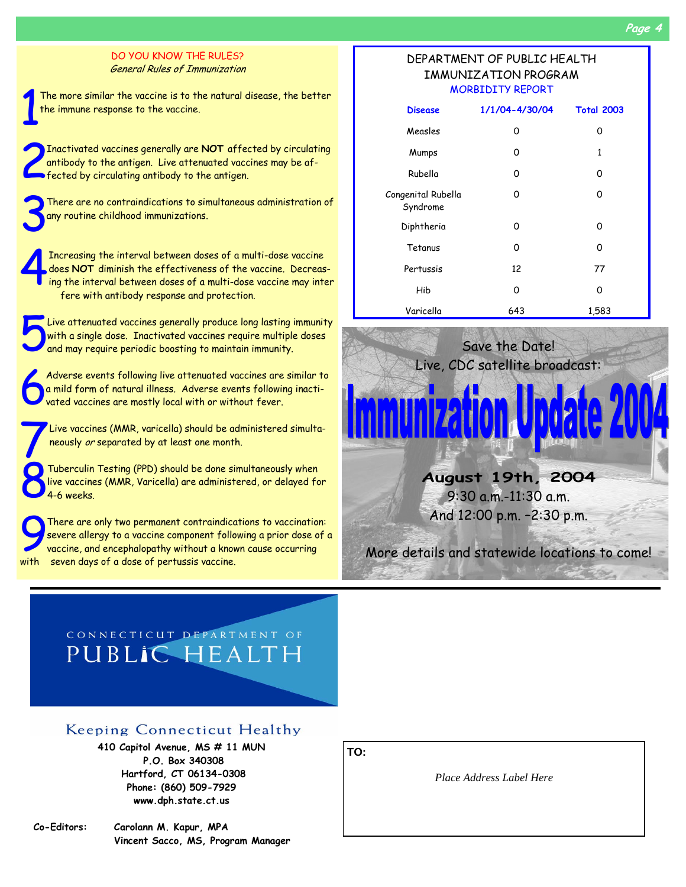## DO YOU KNOW THE RULES?

*General Rules of Immunization*

1. The more similar the vaccine is to the natural disease, the better the immune response to the vaccine.
2. Inactivated vaccines generally are **NOT** affected by circulating antibody to the antigen. Live attenuated vaccines may be affected by circulating antibody to the antigen.
3. There are no contraindications to simultaneous administration of any routine childhood immunizations.
4. Increasing the interval between doses of a multi-dose vaccine does **NOT** diminish the effectiveness of the vaccine. Decreasing the interval between doses of a multi-dose vaccine may interfere with antibody response and protection.
5. Live attenuated vaccines generally produce long lasting immunity with a single dose. Inactivated vaccines require multiple doses and may require periodic boosting to maintain immunity.
6. Adverse events following live attenuated vaccines are similar to a mild form of natural illness. Adverse events following inactivated vaccines are mostly local with or without fever.
7. Live vaccines (MMR, varicella) should be administered simultaneously *or* separated by at least one month.
8. Tuberculin Testing (PPD) should be done simultaneously when live vaccines (MMR, Varicella) are administered, or delayed for 4-6 weeks.
9. There are only two permanent contraindications to vaccination: severe allergy to a vaccine component following a prior dose of a vaccine, and encephalopathy without a known cause occurring with seven days of a dose of pertussis vaccine.

## DEPARTMENT OF PUBLIC HEALTH IMMUNIZATION PROGRAM

### MORBIDITY REPORT

| Disease | 1/1/04-4/30/04 | Total 2003 |
|---|---|---|
| Measles | 0 | 0 |
| Mumps | 0 | 1 |
| Rubella | 0 | 0 |
| Congenital Rubella Syndrome | 0 | 0 |
| Diphtheria | 0 | 0 |
| Tetanus | 0 | 0 |
| Pertussis | 12 | 77 |
| Hib | 0 | 0 |
| Varicella | 643 | 1,583 |

Save the Date!
Live, CDC satellite broadcast:

# Immunization Update 2004

**August 19th, 2004**
9:30 a.m.-11:30 a.m.
And 12:00 p.m. –2:30 p.m.

More details and statewide locations to come!

CONNECTICUT DEPARTMENT OF PUBLIC HEALTH

Keeping Connecticut Healthy

**410 Capitol Avenue, MS # 11 MUN**
**P.O. Box 340308**
**Hartford, CT 06134-0308**
**Phone: (860) 509-7929**
**www.dph.state.ct.us**

**Co-Editors:** **Carolann M. Kapur, MPA**
**Vincent Sacco, MS, Program Manager**

**TO:**

*Place Address Label Here*